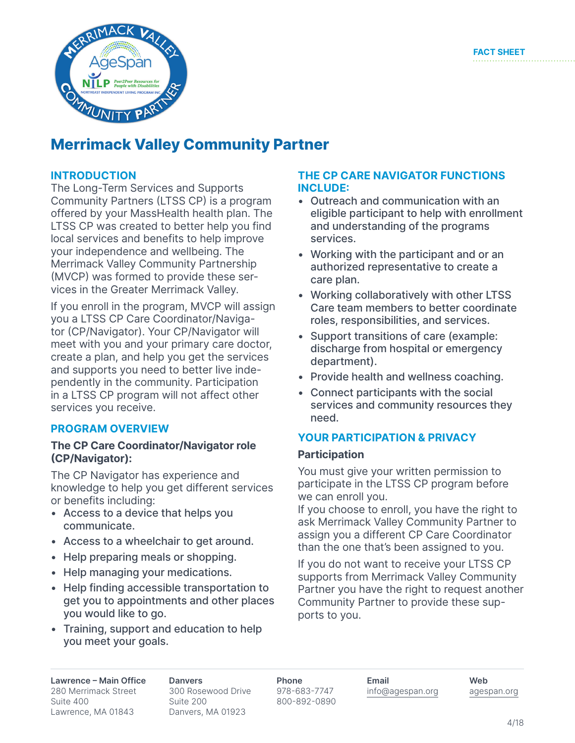FACT SHEET

# Merrimack Valley Community Partner

## INTRODUCTION

The Long-Term Services and Supports Community Partners (LTSS CP) is a program offered by your MassHealth health plan. The LTSS CP was created to better help you find local services and benefits to help improve your independence and wellbeing. The Merrimack Valley Community Partnership (MVCP) was formed to provide these services in the Greater Merrimack Valley.

If you enroll in the program, MVCP will assign you a LTSS CP Care Coordinator/Navigator (CP/Navigator). Your CP/Navigator will meet with you and your primary care doctor, create a plan, and help you get the services and supports you need to better live independently in the community. Participation in a LTSS CP program will not affect other services you receive.

## PROGRAM OVERVIEW

### The CP Care Coordinator/Navigator role (CP/Navigator):

The CP Navigator has experience and knowledge to help you get different services or benefits including:

- Access to a device that helps you communicate.
- Access to a wheelchair to get around.
- Help preparing meals or shopping.
- Help managing your medications.
- Help finding accessible transportation to get you to appointments and other places you would like to go.
- Training, support and education to help you meet your goals.

## THE CP CARE NAVIGATOR FUNCTIONS INCLUDE:

- Outreach and communication with an eligible participant to help with enrollment and understanding of the programs services.
- Working with the participant and or an authorized representative to create a care plan.
- Working collaboratively with other LTSS Care team members to better coordinate roles, responsibilities, and services.
- Support transitions of care (example: discharge from hospital or emergency department).
- Provide health and wellness coaching.
- Connect participants with the social services and community resources they need.

## YOUR PARTICIPATION & PRIVACY

### Participation

You must give your written permission to participate in the LTSS CP program before we can enroll you.
If you choose to enroll, you have the right to ask Merrimack Valley Community Partner to assign you a different CP Care Coordinator than the one that's been assigned to you.

If you do not want to receive your LTSS CP supports from Merrimack Valley Community Partner you have the right to request another Community Partner to provide these supports to you.

**Lawrence – Main Office**
280 Merrimack Street
Suite 400
Lawrence, MA 01843

**Danvers**
300 Rosewood Drive
Suite 200
Danvers, MA 01923

**Phone**
978-683-7747
800-892-0890

**Email**
info@agespan.org

**Web**
agespan.org

4/18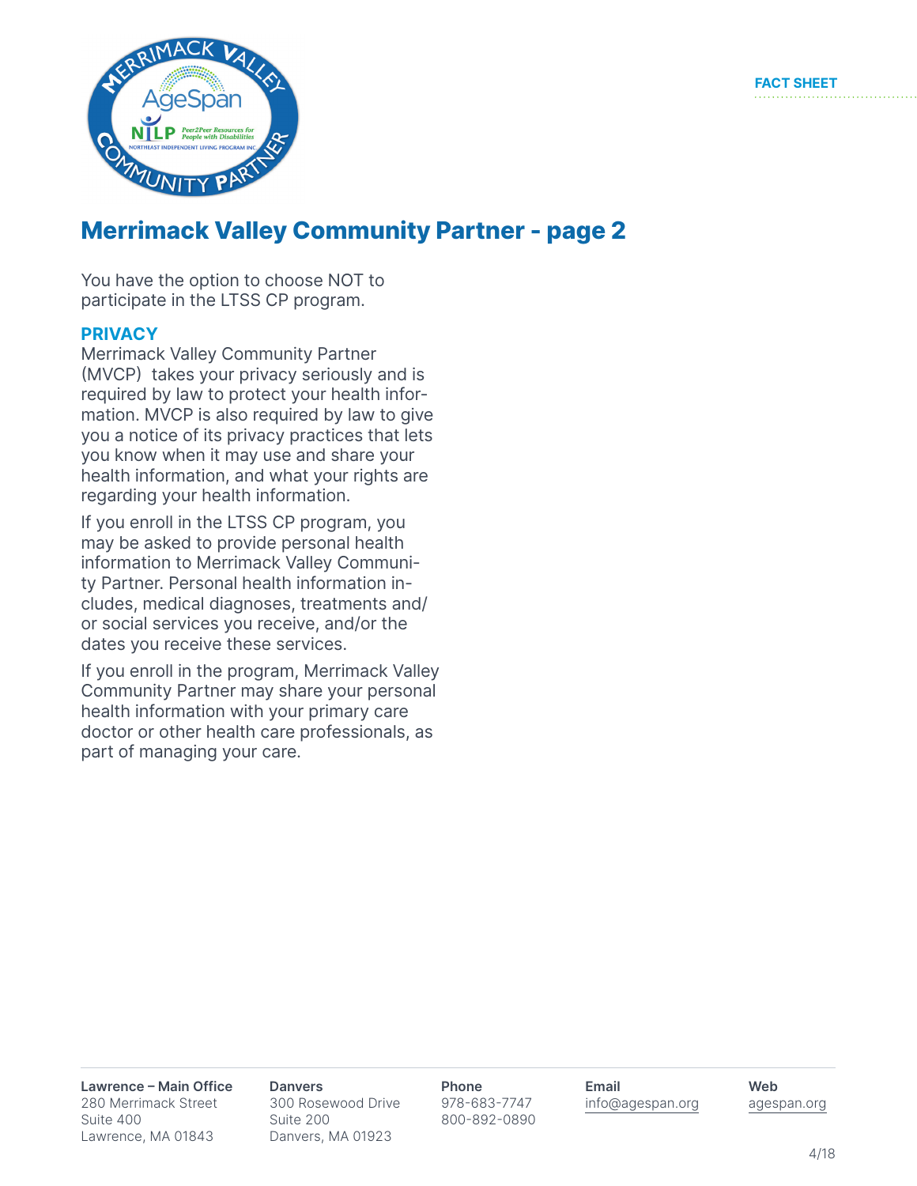FACT SHEET

# Merrimack Valley Community Partner - page 2

You have the option to choose NOT to participate in the LTSS CP program.

## PRIVACY

Merrimack Valley Community Partner (MVCP) takes your privacy seriously and is required by law to protect your health information. MVCP is also required by law to give you a notice of its privacy practices that lets you know when it may use and share your health information, and what your rights are regarding your health information.

If you enroll in the LTSS CP program, you may be asked to provide personal health information to Merrimack Valley Community Partner. Personal health information includes, medical diagnoses, treatments and/or social services you receive, and/or the dates you receive these services.

If you enroll in the program, Merrimack Valley Community Partner may share your personal health information with your primary care doctor or other health care professionals, as part of managing your care.

| Lawrence – Main Office | Danvers | Phone | Email | Web |
|---|---|---|---|---|
| 280 Merrimack Street<br>Suite 400<br>Lawrence, MA 01843 | 300 Rosewood Drive<br>Suite 200<br>Danvers, MA 01923 | 978-683-7747<br>800-892-0890 | info@agespan.org | agespan.org |

4/18